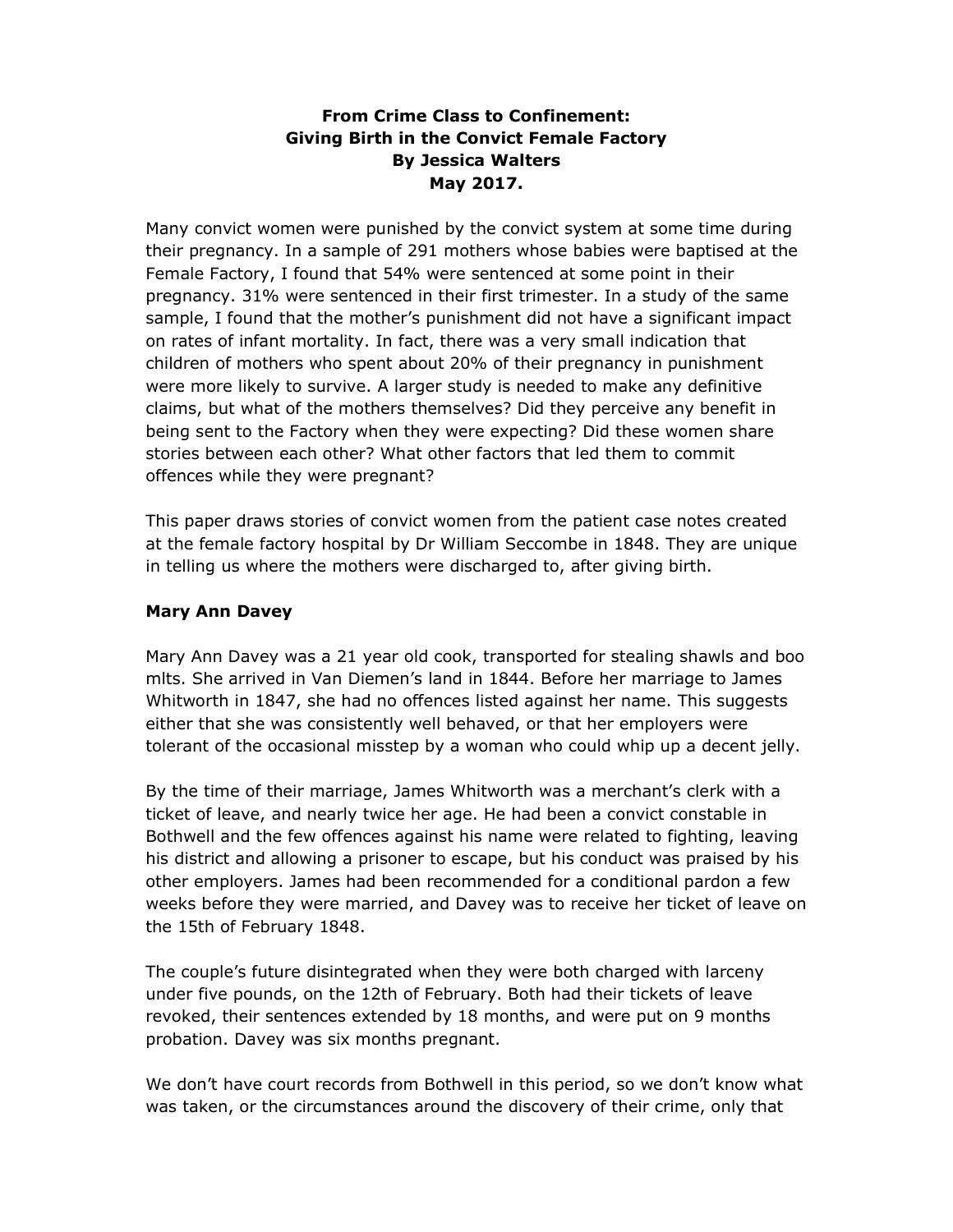**From Crime Class to Confinement:**
**Giving Birth in the Convict Female Factory**
**By Jessica Walters**
**May 2017.**

Many convict women were punished by the convict system at some time during their pregnancy. In a sample of 291 mothers whose babies were baptised at the Female Factory, I found that 54% were sentenced at some point in their pregnancy. 31% were sentenced in their first trimester. In a study of the same sample, I found that the mother's punishment did not have a significant impact on rates of infant mortality. In fact, there was a very small indication that children of mothers who spent about 20% of their pregnancy in punishment were more likely to survive. A larger study is needed to make any definitive claims, but what of the mothers themselves? Did they perceive any benefit in being sent to the Factory when they were expecting? Did these women share stories between each other? What other factors that led them to commit offences while they were pregnant?

This paper draws stories of convict women from the patient case notes created at the female factory hospital by Dr William Seccombe in 1848. They are unique in telling us where the mothers were discharged to, after giving birth.

### Mary Ann Davey

Mary Ann Davey was a 21 year old cook, transported for stealing shawls and boo mlts. She arrived in Van Diemen's land in 1844. Before her marriage to James Whitworth in 1847, she had no offences listed against her name. This suggests either that she was consistently well behaved, or that her employers were tolerant of the occasional misstep by a woman who could whip up a decent jelly.

By the time of their marriage, James Whitworth was a merchant's clerk with a ticket of leave, and nearly twice her age. He had been a convict constable in Bothwell and the few offences against his name were related to fighting, leaving his district and allowing a prisoner to escape, but his conduct was praised by his other employers. James had been recommended for a conditional pardon a few weeks before they were married, and Davey was to receive her ticket of leave on the 15th of February 1848.

The couple's future disintegrated when they were both charged with larceny under five pounds, on the 12th of February. Both had their tickets of leave revoked, their sentences extended by 18 months, and were put on 9 months probation. Davey was six months pregnant.

We don't have court records from Bothwell in this period, so we don't know what was taken, or the circumstances around the discovery of their crime, only that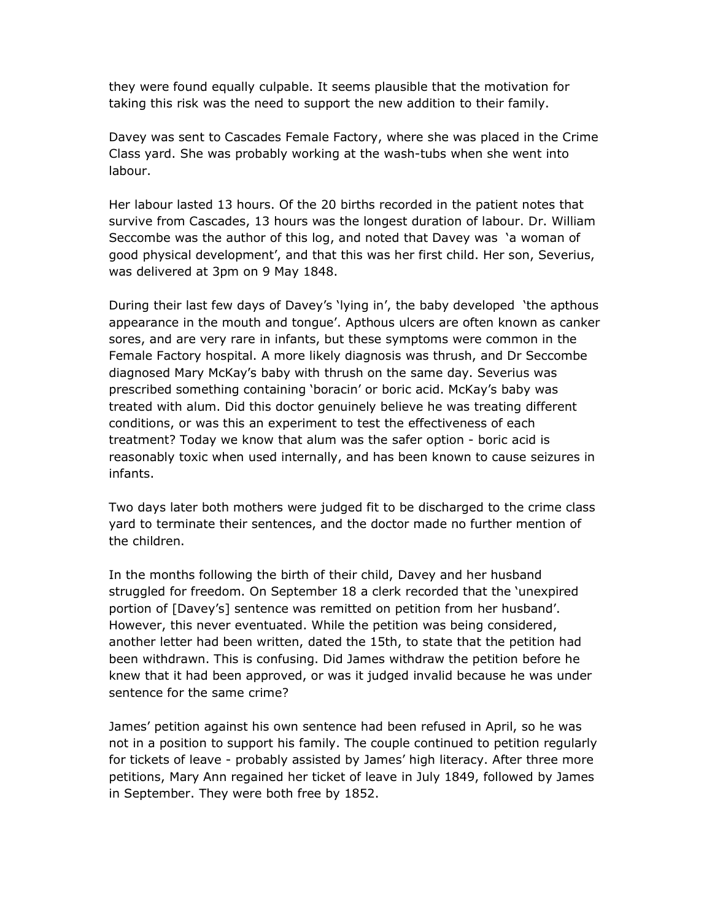they were found equally culpable. It seems plausible that the motivation for taking this risk was the need to support the new addition to their family.

Davey was sent to Cascades Female Factory, where she was placed in the Crime Class yard. She was probably working at the wash-tubs when she went into labour.

Her labour lasted 13 hours. Of the 20 births recorded in the patient notes that survive from Cascades, 13 hours was the longest duration of labour. Dr. William Seccombe was the author of this log, and noted that Davey was 'a woman of good physical development', and that this was her first child. Her son, Severius, was delivered at 3pm on 9 May 1848.

During their last few days of Davey's 'lying in', the baby developed 'the apthous appearance in the mouth and tongue'. Apthous ulcers are often known as canker sores, and are very rare in infants, but these symptoms were common in the Female Factory hospital. A more likely diagnosis was thrush, and Dr Seccombe diagnosed Mary McKay's baby with thrush on the same day. Severius was prescribed something containing 'boracin' or boric acid. McKay's baby was treated with alum. Did this doctor genuinely believe he was treating different conditions, or was this an experiment to test the effectiveness of each treatment? Today we know that alum was the safer option - boric acid is reasonably toxic when used internally, and has been known to cause seizures in infants.

Two days later both mothers were judged fit to be discharged to the crime class yard to terminate their sentences, and the doctor made no further mention of the children.

In the months following the birth of their child, Davey and her husband struggled for freedom. On September 18 a clerk recorded that the 'unexpired portion of [Davey's] sentence was remitted on petition from her husband'. However, this never eventuated. While the petition was being considered, another letter had been written, dated the 15th, to state that the petition had been withdrawn. This is confusing. Did James withdraw the petition before he knew that it had been approved, or was it judged invalid because he was under sentence for the same crime?

James' petition against his own sentence had been refused in April, so he was not in a position to support his family. The couple continued to petition regularly for tickets of leave - probably assisted by James' high literacy. After three more petitions, Mary Ann regained her ticket of leave in July 1849, followed by James in September. They were both free by 1852.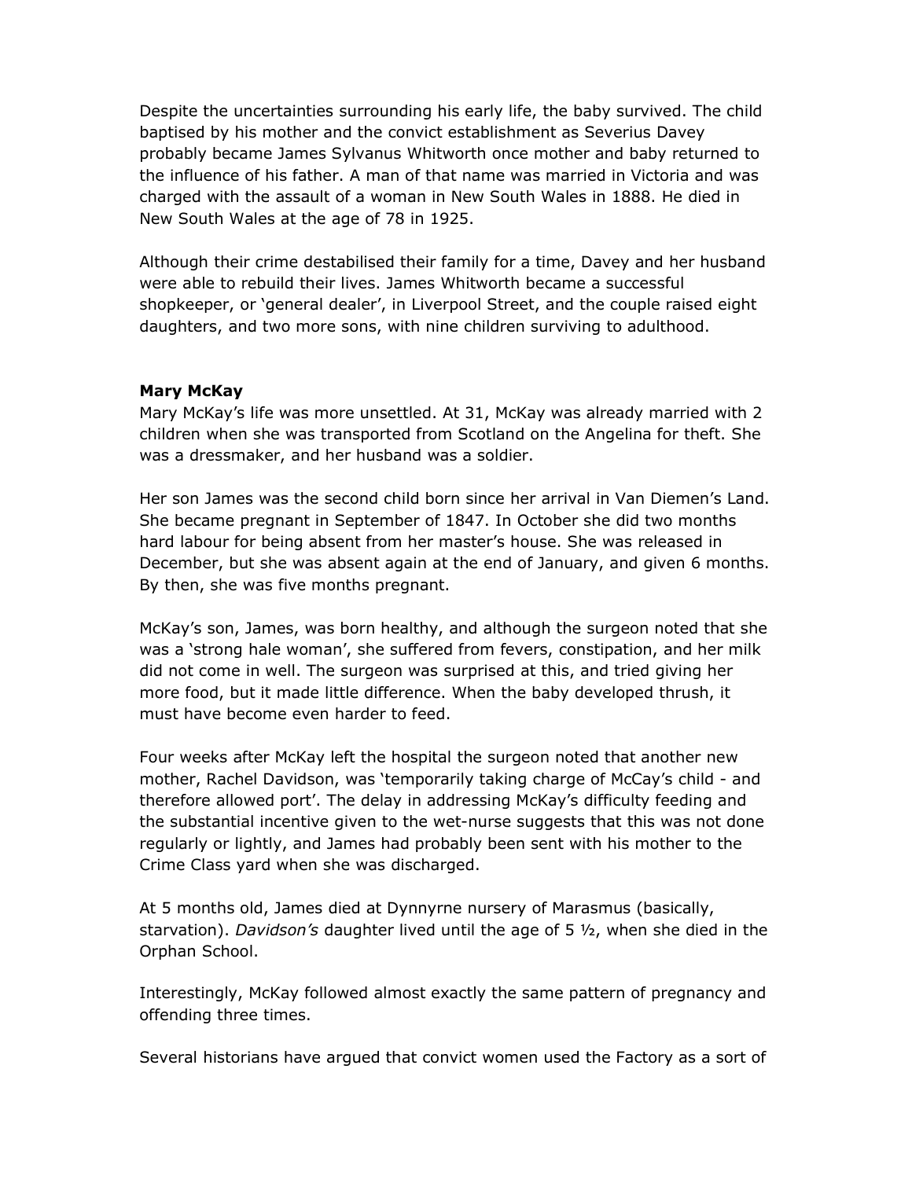Despite the uncertainties surrounding his early life, the baby survived. The child baptised by his mother and the convict establishment as Severius Davey probably became James Sylvanus Whitworth once mother and baby returned to the influence of his father. A man of that name was married in Victoria and was charged with the assault of a woman in New South Wales in 1888. He died in New South Wales at the age of 78 in 1925.

Although their crime destabilised their family for a time, Davey and her husband were able to rebuild their lives. James Whitworth became a successful shopkeeper, or 'general dealer', in Liverpool Street, and the couple raised eight daughters, and two more sons, with nine children surviving to adulthood.

**Mary McKay**

Mary McKay's life was more unsettled. At 31, McKay was already married with 2 children when she was transported from Scotland on the Angelina for theft. She was a dressmaker, and her husband was a soldier.

Her son James was the second child born since her arrival in Van Diemen's Land. She became pregnant in September of 1847. In October she did two months hard labour for being absent from her master's house. She was released in December, but she was absent again at the end of January, and given 6 months. By then, she was five months pregnant.

McKay's son, James, was born healthy, and although the surgeon noted that she was a 'strong hale woman', she suffered from fevers, constipation, and her milk did not come in well. The surgeon was surprised at this, and tried giving her more food, but it made little difference. When the baby developed thrush, it must have become even harder to feed.

Four weeks after McKay left the hospital the surgeon noted that another new mother, Rachel Davidson, was 'temporarily taking charge of McCay's child - and therefore allowed port'. The delay in addressing McKay's difficulty feeding and the substantial incentive given to the wet-nurse suggests that this was not done regularly or lightly, and James had probably been sent with his mother to the Crime Class yard when she was discharged.

At 5 months old, James died at Dynnyrne nursery of Marasmus (basically, starvation). *Davidson's* daughter lived until the age of 5 ½, when she died in the Orphan School.

Interestingly, McKay followed almost exactly the same pattern of pregnancy and offending three times.

Several historians have argued that convict women used the Factory as a sort of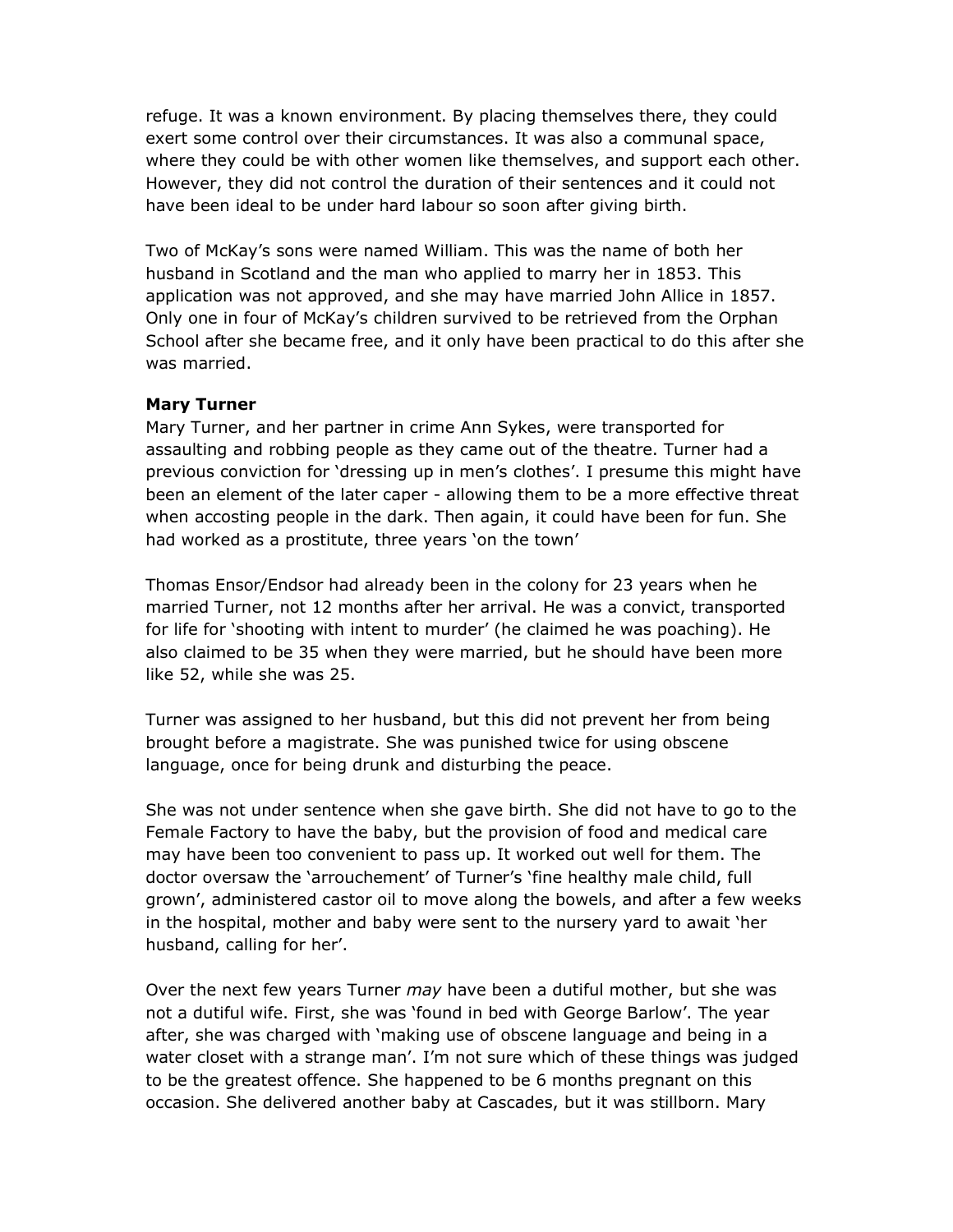refuge. It was a known environment. By placing themselves there, they could exert some control over their circumstances. It was also a communal space, where they could be with other women like themselves, and support each other. However, they did not control the duration of their sentences and it could not have been ideal to be under hard labour so soon after giving birth.

Two of McKay's sons were named William. This was the name of both her husband in Scotland and the man who applied to marry her in 1853. This application was not approved, and she may have married John Allice in 1857. Only one in four of McKay's children survived to be retrieved from the Orphan School after she became free, and it only have been practical to do this after she was married.

**Mary Turner**

Mary Turner, and her partner in crime Ann Sykes, were transported for assaulting and robbing people as they came out of the theatre. Turner had a previous conviction for 'dressing up in men's clothes'. I presume this might have been an element of the later caper - allowing them to be a more effective threat when accosting people in the dark. Then again, it could have been for fun. She had worked as a prostitute, three years 'on the town'

Thomas Ensor/Endsor had already been in the colony for 23 years when he married Turner, not 12 months after her arrival. He was a convict, transported for life for 'shooting with intent to murder' (he claimed he was poaching). He also claimed to be 35 when they were married, but he should have been more like 52, while she was 25.

Turner was assigned to her husband, but this did not prevent her from being brought before a magistrate. She was punished twice for using obscene language, once for being drunk and disturbing the peace.

She was not under sentence when she gave birth. She did not have to go to the Female Factory to have the baby, but the provision of food and medical care may have been too convenient to pass up. It worked out well for them. The doctor oversaw the 'arrouchement' of Turner's 'fine healthy male child, full grown', administered castor oil to move along the bowels, and after a few weeks in the hospital, mother and baby were sent to the nursery yard to await 'her husband, calling for her'.

Over the next few years Turner *may* have been a dutiful mother, but she was not a dutiful wife. First, she was 'found in bed with George Barlow'. The year after, she was charged with 'making use of obscene language and being in a water closet with a strange man'. I'm not sure which of these things was judged to be the greatest offence. She happened to be 6 months pregnant on this occasion. She delivered another baby at Cascades, but it was stillborn. Mary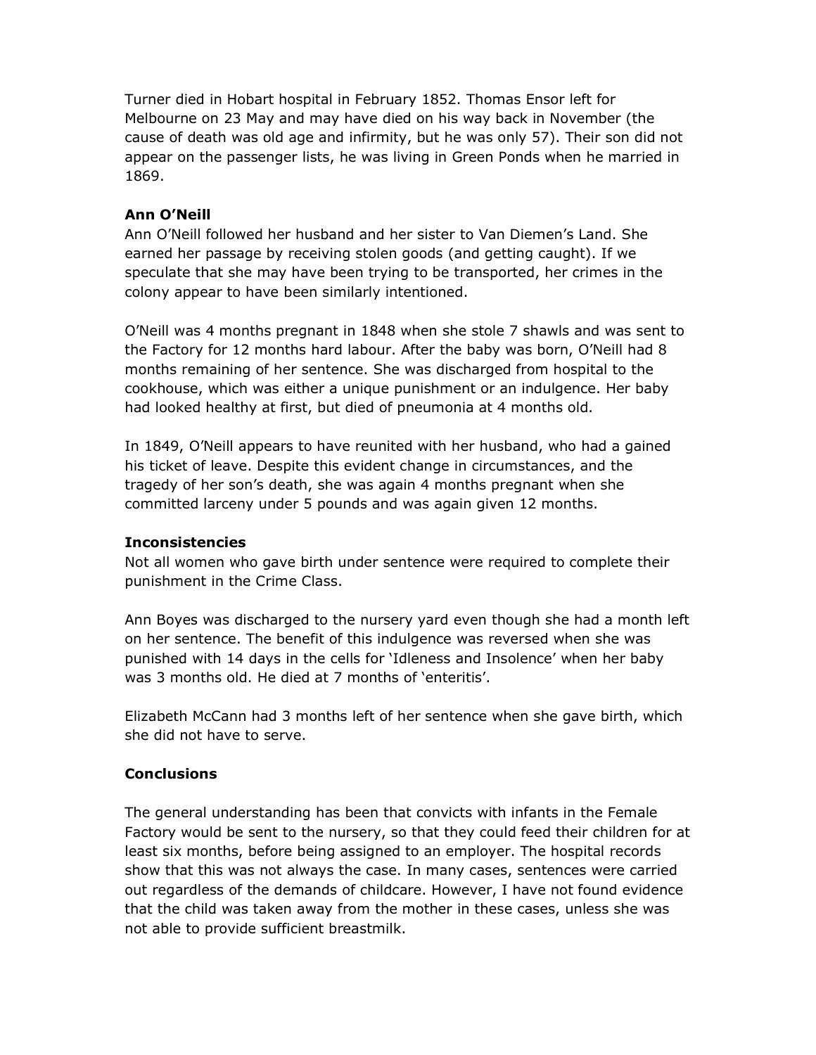Turner died in Hobart hospital in February 1852. Thomas Ensor left for Melbourne on 23 May and may have died on his way back in November (the cause of death was old age and infirmity, but he was only 57). Their son did not appear on the passenger lists, he was living in Green Ponds when he married in 1869.

**Ann O'Neill**

Ann O'Neill followed her husband and her sister to Van Diemen's Land. She earned her passage by receiving stolen goods (and getting caught). If we speculate that she may have been trying to be transported, her crimes in the colony appear to have been similarly intentioned.

O'Neill was 4 months pregnant in 1848 when she stole 7 shawls and was sent to the Factory for 12 months hard labour. After the baby was born, O'Neill had 8 months remaining of her sentence. She was discharged from hospital to the cookhouse, which was either a unique punishment or an indulgence. Her baby had looked healthy at first, but died of pneumonia at 4 months old.

In 1849, O'Neill appears to have reunited with her husband, who had a gained his ticket of leave. Despite this evident change in circumstances, and the tragedy of her son's death, she was again 4 months pregnant when she committed larceny under 5 pounds and was again given 12 months.

**Inconsistencies**

Not all women who gave birth under sentence were required to complete their punishment in the Crime Class.

Ann Boyes was discharged to the nursery yard even though she had a month left on her sentence. The benefit of this indulgence was reversed when she was punished with 14 days in the cells for 'Idleness and Insolence' when her baby was 3 months old. He died at 7 months of 'enteritis'.

Elizabeth McCann had 3 months left of her sentence when she gave birth, which she did not have to serve.

**Conclusions**

The general understanding has been that convicts with infants in the Female Factory would be sent to the nursery, so that they could feed their children for at least six months, before being assigned to an employer. The hospital records show that this was not always the case. In many cases, sentences were carried out regardless of the demands of childcare. However, I have not found evidence that the child was taken away from the mother in these cases, unless she was not able to provide sufficient breastmilk.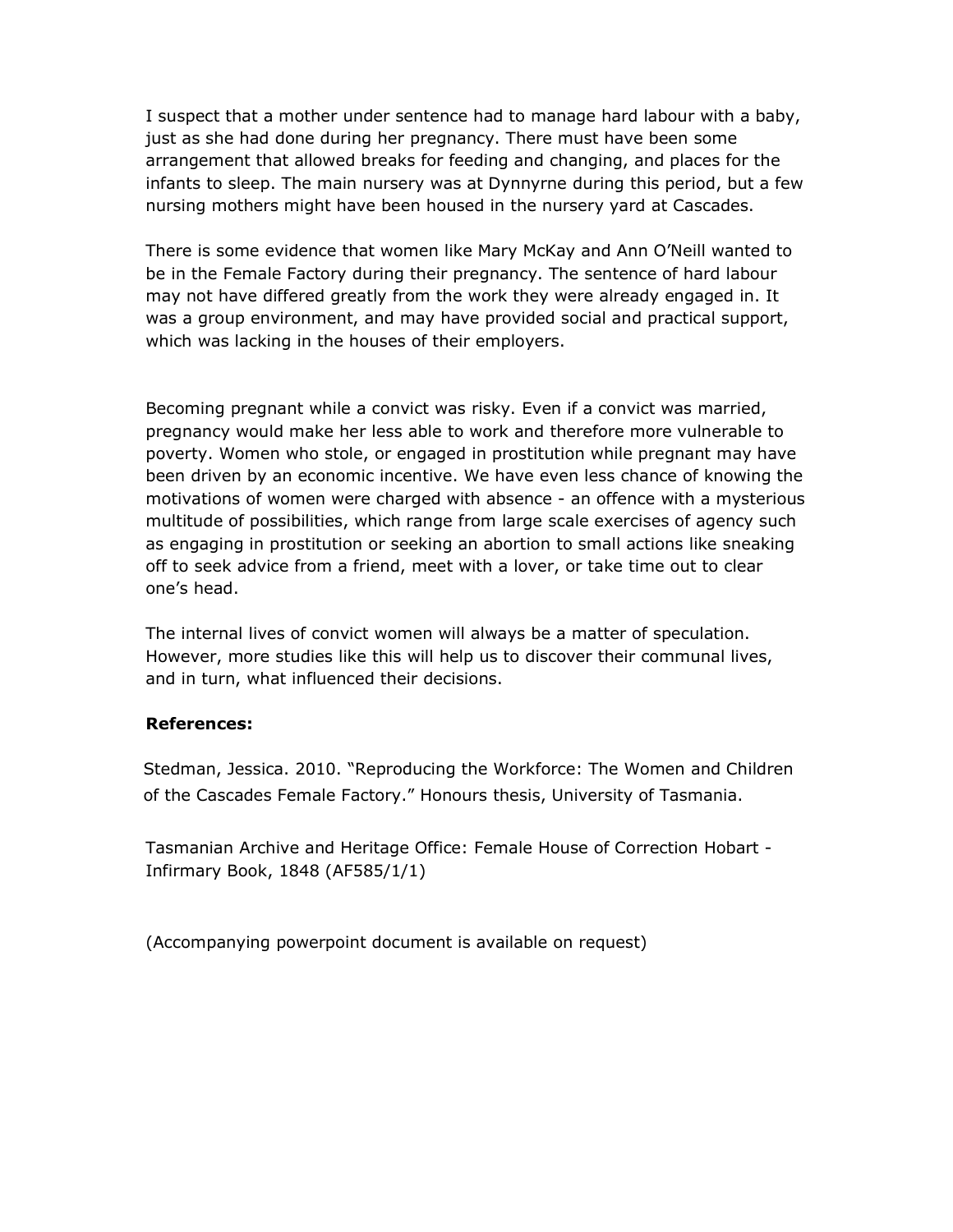I suspect that a mother under sentence had to manage hard labour with a baby, just as she had done during her pregnancy. There must have been some arrangement that allowed breaks for feeding and changing, and places for the infants to sleep. The main nursery was at Dynnyrne during this period, but a few nursing mothers might have been housed in the nursery yard at Cascades.

There is some evidence that women like Mary McKay and Ann O'Neill wanted to be in the Female Factory during their pregnancy. The sentence of hard labour may not have differed greatly from the work they were already engaged in. It was a group environment, and may have provided social and practical support, which was lacking in the houses of their employers.

Becoming pregnant while a convict was risky. Even if a convict was married, pregnancy would make her less able to work and therefore more vulnerable to poverty. Women who stole, or engaged in prostitution while pregnant may have been driven by an economic incentive. We have even less chance of knowing the motivations of women were charged with absence - an offence with a mysterious multitude of possibilities, which range from large scale exercises of agency such as engaging in prostitution or seeking an abortion to small actions like sneaking off to seek advice from a friend, meet with a lover, or take time out to clear one's head.

The internal lives of convict women will always be a matter of speculation. However, more studies like this will help us to discover their communal lives, and in turn, what influenced their decisions.

**References:**

Stedman, Jessica. 2010. "Reproducing the Workforce: The Women and Children of the Cascades Female Factory." Honours thesis, University of Tasmania.

Tasmanian Archive and Heritage Office: Female House of Correction Hobart - Infirmary Book, 1848 (AF585/1/1)

(Accompanying powerpoint document is available on request)